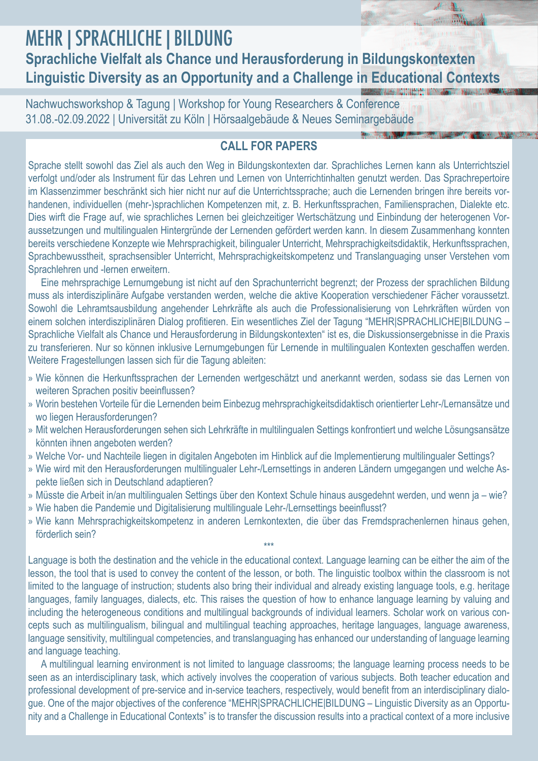# MEHR | SPRACHLICHE | BILDUNG

## Sprachliche Vielfalt als Chance und Herausforderung in Bildungskontexten
## Linguistic Diversity as an Opportunity and a Challenge in Educational Contexts

Nachwuchsworkshop & Tagung | Workshop for Young Researchers & Conference
31.08.-02.09.2022 | Universität zu Köln | Hörsaalgebäude & Neues Seminargebäude

### CALL FOR PAPERS

Sprache stellt sowohl das Ziel als auch den Weg in Bildungskontexten dar. Sprachliches Lernen kann als Unterrichtsziel verfolgt und/oder als Instrument für das Lehren und Lernen von Unterrichtinhalten genutzt werden. Das Sprachrepertoire im Klassenzimmer beschränkt sich hier nicht nur auf die Unterrichtssprache; auch die Lernenden bringen ihre bereits vorhandenen, individuellen (mehr-)sprachlichen Kompetenzen mit, z. B. Herkunftssprachen, Familiensprachen, Dialekte etc. Dies wirft die Frage auf, wie sprachliches Lernen bei gleichzeitiger Wertschätzung und Einbindung der heterogenen Voraussetzungen und multilingualen Hintergründe der Lernenden gefördert werden kann. In diesem Zusammenhang konnten bereits verschiedene Konzepte wie Mehrsprachigkeit, bilingualer Unterricht, Mehrsprachigkeitsdidaktik, Herkunftssprachen, Sprachbewusstheit, sprachsensibler Unterricht, Mehrsprachigkeitskompetenz und Translanguaging unser Verstehen vom Sprachlehren und -lernen erweitern.

Eine mehrsprachige Lernumgebung ist nicht auf den Sprachunterricht begrenzt; der Prozess der sprachlichen Bildung muss als interdisziplinäre Aufgabe verstanden werden, welche die aktive Kooperation verschiedener Fächer voraussetzt. Sowohl die Lehramtsausbildung angehender Lehrkräfte als auch die Professionalisierung von Lehrkräften würden von einem solchen interdisziplinären Dialog profitieren. Ein wesentliches Ziel der Tagung "MEHR|SPRACHLICHE|BILDUNG – Sprachliche Vielfalt als Chance und Herausforderung in Bildungskontexten" ist es, die Diskussionsergebnisse in die Praxis zu transferieren. Nur so können inklusive Lernumgebungen für Lernende in multilingualen Kontexten geschaffen werden. Weitere Fragestellungen lassen sich für die Tagung ableiten:

- Wie können die Herkunftssprachen der Lernenden wertgeschätzt und anerkannt werden, sodass sie das Lernen von weiteren Sprachen positiv beeinflussen?
- Worin bestehen Vorteile für die Lernenden beim Einbezug mehrsprachigkeitsdidaktisch orientierter Lehr-/Lernansätze und wo liegen Herausforderungen?
- Mit welchen Herausforderungen sehen sich Lehrkräfte in multilingualen Settings konfrontiert und welche Lösungsansätze könnten ihnen angeboten werden?
- Welche Vor- und Nachteile liegen in digitalen Angeboten im Hinblick auf die Implementierung multilingualer Settings?
- Wie wird mit den Herausforderungen multilingualer Lehr-/Lernsettings in anderen Ländern umgegangen und welche Aspekte ließen sich in Deutschland adaptieren?
- Müsste die Arbeit in/an multilingualen Settings über den Kontext Schule hinaus ausgedehnt werden, und wenn ja – wie?
- Wie haben die Pandemie und Digitalisierung multilinguale Lehr-/Lernsettings beeinflusst?
- Wie kann Mehrsprachigkeitskompetenz in anderen Lernkontexten, die über das Fremdsprachenlernen hinaus gehen, förderlich sein?

***

Language is both the destination and the vehicle in the educational context. Language learning can be either the aim of the lesson, the tool that is used to convey the content of the lesson, or both. The linguistic toolbox within the classroom is not limited to the language of instruction; students also bring their individual and already existing language tools, e.g. heritage languages, family languages, dialects, etc. This raises the question of how to enhance language learning by valuing and including the heterogeneous conditions and multilingual backgrounds of individual learners. Scholar work on various concepts such as multilingualism, bilingual and multilingual teaching approaches, heritage languages, language awareness, language sensitivity, multilingual competencies, and translanguaging has enhanced our understanding of language learning and language teaching.

A multilingual learning environment is not limited to language classrooms; the language learning process needs to be seen as an interdisciplinary task, which actively involves the cooperation of various subjects. Both teacher education and professional development of pre-service and in-service teachers, respectively, would benefit from an interdisciplinary dialogue. One of the major objectives of the conference "MEHR|SPRACHLICHE|BILDUNG – Linguistic Diversity as an Opportunity and a Challenge in Educational Contexts" is to transfer the discussion results into a practical context of a more inclusive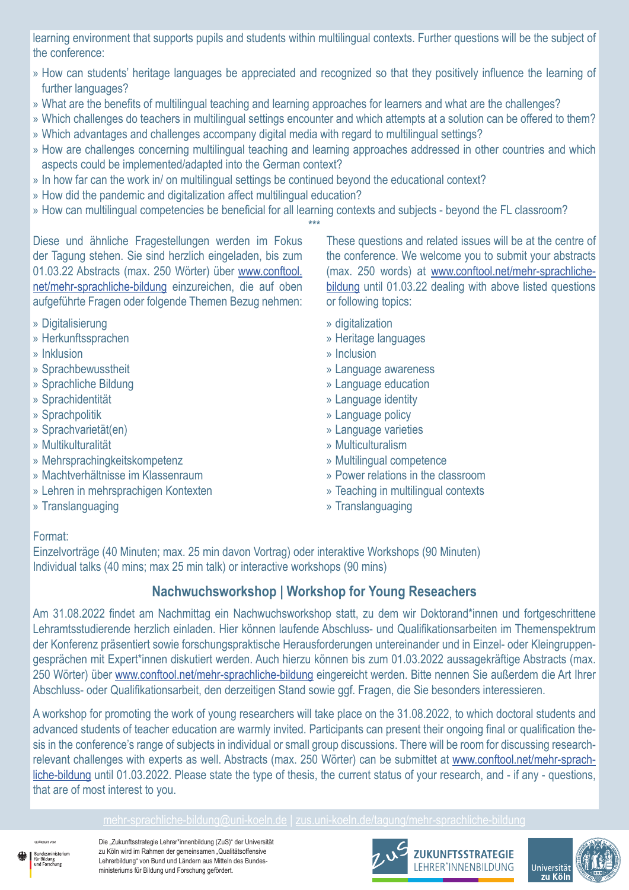learning environment that supports pupils and students within multilingual contexts. Further questions will be the subject of the conference:

- » How can students' heritage languages be appreciated and recognized so that they positively influence the learning of further languages?
- » What are the benefits of multilingual teaching and learning approaches for learners and what are the challenges?
- » Which challenges do teachers in multilingual settings encounter and which attempts at a solution can be offered to them?
- » Which advantages and challenges accompany digital media with regard to multilingual settings?
- » How are challenges concerning multilingual teaching and learning approaches addressed in other countries and which aspects could be implemented/adapted into the German context?
- » In how far can the work in/ on multilingual settings be continued beyond the educational context?
- » How did the pandemic and digitalization affect multilingual education?
- » How can multilingual competencies be beneficial for all learning contexts and subjects - beyond the FL classroom?

\*\*\*

Diese und ähnliche Fragestellungen werden im Fokus der Tagung stehen. Sie sind herzlich eingeladen, bis zum 01.03.22 Abstracts (max. 250 Wörter) über www.conftool.net/mehr-sprachliche-bildung einzureichen, die auf oben aufgeführte Fragen oder folgende Themen Bezug nehmen:

- » Digitalisierung
- » Herkunftssprachen
- » Inklusion
- » Sprachbewusstheit
- » Sprachliche Bildung
- » Sprachidentität
- » Sprachpolitik
- » Sprachvarietät(en)
- » Multikulturalität
- » Mehrsprachingkeitskompetenz
- » Machtverhältnisse im Klassenraum
- » Lehren in mehrsprachigen Kontexten
- » Translanguaging

These questions and related issues will be at the centre of the conference. We welcome you to submit your abstracts (max. 250 words) at www.conftool.net/mehr-sprachliche-bildung until 01.03.22 dealing with above listed questions or following topics:

- » digitalization
- » Heritage languages
- » Inclusion
- » Language awareness
- » Language education
- » Language identity
- » Language policy
- » Language varieties
- » Multiculturalism
- » Multilingual competence
- » Power relations in the classroom
- » Teaching in multilingual contexts
- » Translanguaging

Format:
Einzelvorträge (40 Minuten; max. 25 min davon Vortrag) oder interaktive Workshops (90 Minuten)
Individual talks (40 mins; max 25 min talk) or interactive workshops (90 mins)

## Nachwuchsworkshop | Workshop for Young Reseachers

Am 31.08.2022 findet am Nachmittag ein Nachwuchsworkshop statt, zu dem wir Doktorand\*innen und fortgeschrittene Lehramtsstudierende herzlich einladen. Hier können laufende Abschluss- und Qualifikationsarbeiten im Themenspektrum der Konferenz präsentiert sowie forschungspraktische Herausforderungen untereinander und in Einzel- oder Kleingruppengesprächen mit Expert\*innen diskutiert werden. Auch hierzu können bis zum 01.03.2022 aussagekräftige Abstracts (max. 250 Wörter) über www.conftool.net/mehr-sprachliche-bildung eingereicht werden. Bitte nennen Sie außerdem die Art Ihrer Abschluss- oder Qualifikationsarbeit, den derzeitigen Stand sowie ggf. Fragen, die Sie besonders interessieren.

A workshop for promoting the work of young researchers will take place on the 31.08.2022, to which doctoral students and advanced students of teacher education are warmly invited. Participants can present their ongoing final or qualification thesis in the conference's range of subjects in individual or small group discussions. There will be room for discussing research-relevant challenges with experts as well. Abstracts (max. 250 Wörter) can be submittet at www.conftool.net/mehr-sprachliche-bildung until 01.03.2022. Please state the type of thesis, the current status of your research, and - if any - questions, that are of most interest to you.

mehr-sprachliche-bildung@uni-koeln.de | zus.uni-koeln.de/tagung/mehr-sprachliche-bildung

GEFÖRDERT VOM Bundesministerium für Bildung und Forschung

Die „Zukunftsstrategie Lehrer\*innenbildung (ZuS)" der Universität zu Köln wird im Rahmen der gemeinsamen „Qualitätsoffensive Lehrerbildung" von Bund und Ländern aus Mitteln des Bundesministeriums für Bildung und Forschung gefördert.

ZUKUNFTSSTRATEGIE LEHRER\*INNENBILDUNG

Universität zu Köln